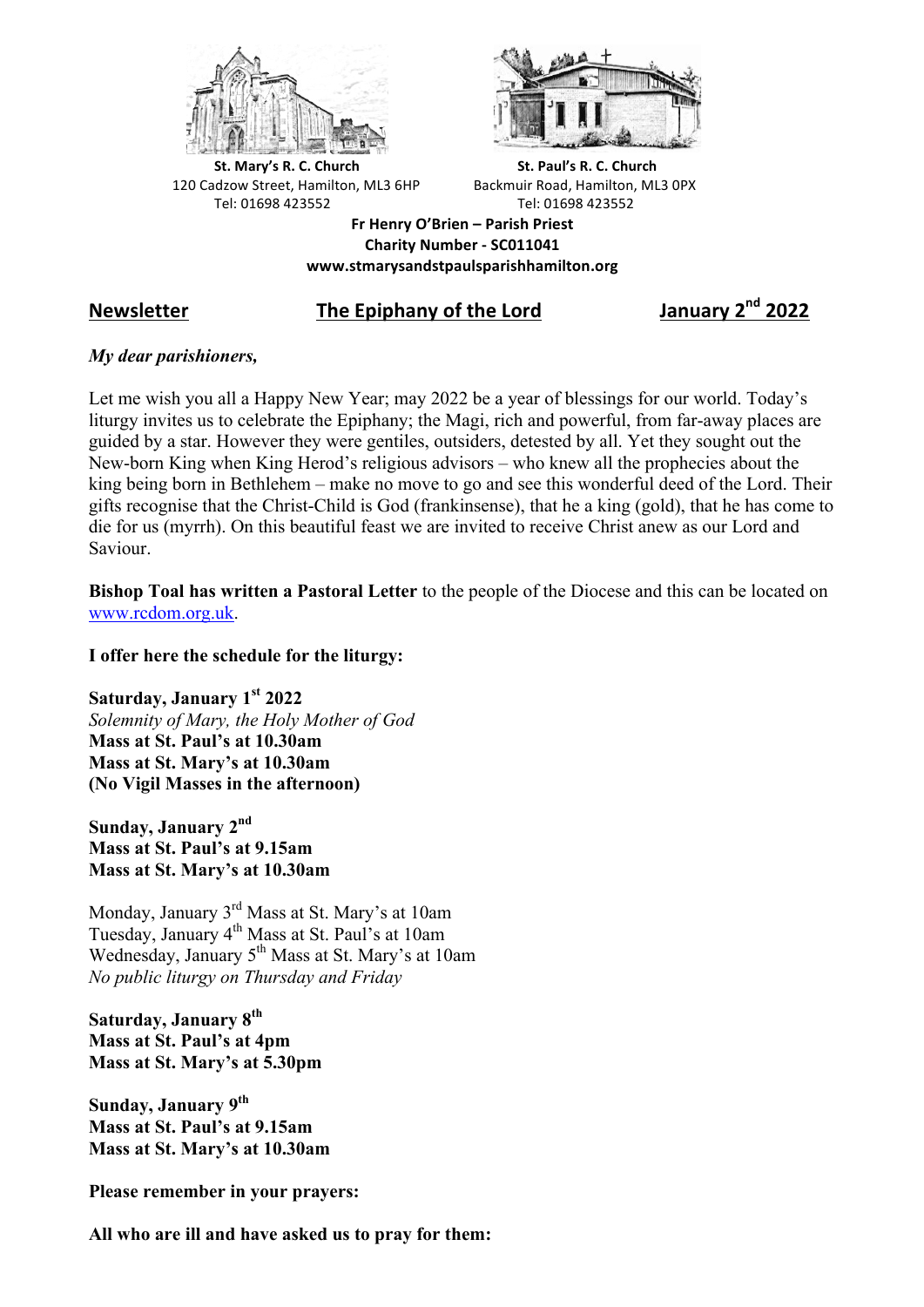**St. Mary's R. C. Church**
120 Cadzow Street, Hamilton, ML3 6HP
Tel: 01698 423552

**St. Paul's R. C. Church**
Backmuir Road, Hamilton, ML3 0PX
Tel: 01698 423552

**Fr Henry O'Brien – Parish Priest**
**Charity Number - SC011041**
**www.stmarysandstpaulsparishhamilton.org**

## Newsletter — The Epiphany of the Lord — January 2nd 2022

***My dear parishioners,***

Let me wish you all a Happy New Year; may 2022 be a year of blessings for our world. Today's liturgy invites us to celebrate the Epiphany; the Magi, rich and powerful, from far-away places are guided by a star. However they were gentiles, outsiders, detested by all. Yet they sought out the New-born King when King Herod's religious advisors – who knew all the prophecies about the king being born in Bethlehem – make no move to go and see this wonderful deed of the Lord. Their gifts recognise that the Christ-Child is God (frankinsense), that he a king (gold), that he has come to die for us (myrrh). On this beautiful feast we are invited to receive Christ anew as our Lord and Saviour.

**Bishop Toal has written a Pastoral Letter** to the people of the Diocese and this can be located on www.rcdom.org.uk.

**I offer here the schedule for the liturgy:**

**Saturday, January 1st 2022**
*Solemnity of Mary, the Holy Mother of God*
**Mass at St. Paul's at 10.30am**
**Mass at St. Mary's at 10.30am**
**(No Vigil Masses in the afternoon)**

**Sunday, January 2nd**
**Mass at St. Paul's at 9.15am**
**Mass at St. Mary's at 10.30am**

Monday, January 3rd Mass at St. Mary's at 10am
Tuesday, January 4th Mass at St. Paul's at 10am
Wednesday, January 5th Mass at St. Mary's at 10am
*No public liturgy on Thursday and Friday*

**Saturday, January 8th**
**Mass at St. Paul's at 4pm**
**Mass at St. Mary's at 5.30pm**

**Sunday, January 9th**
**Mass at St. Paul's at 9.15am**
**Mass at St. Mary's at 10.30am**

**Please remember in your prayers:**

**All who are ill and have asked us to pray for them:**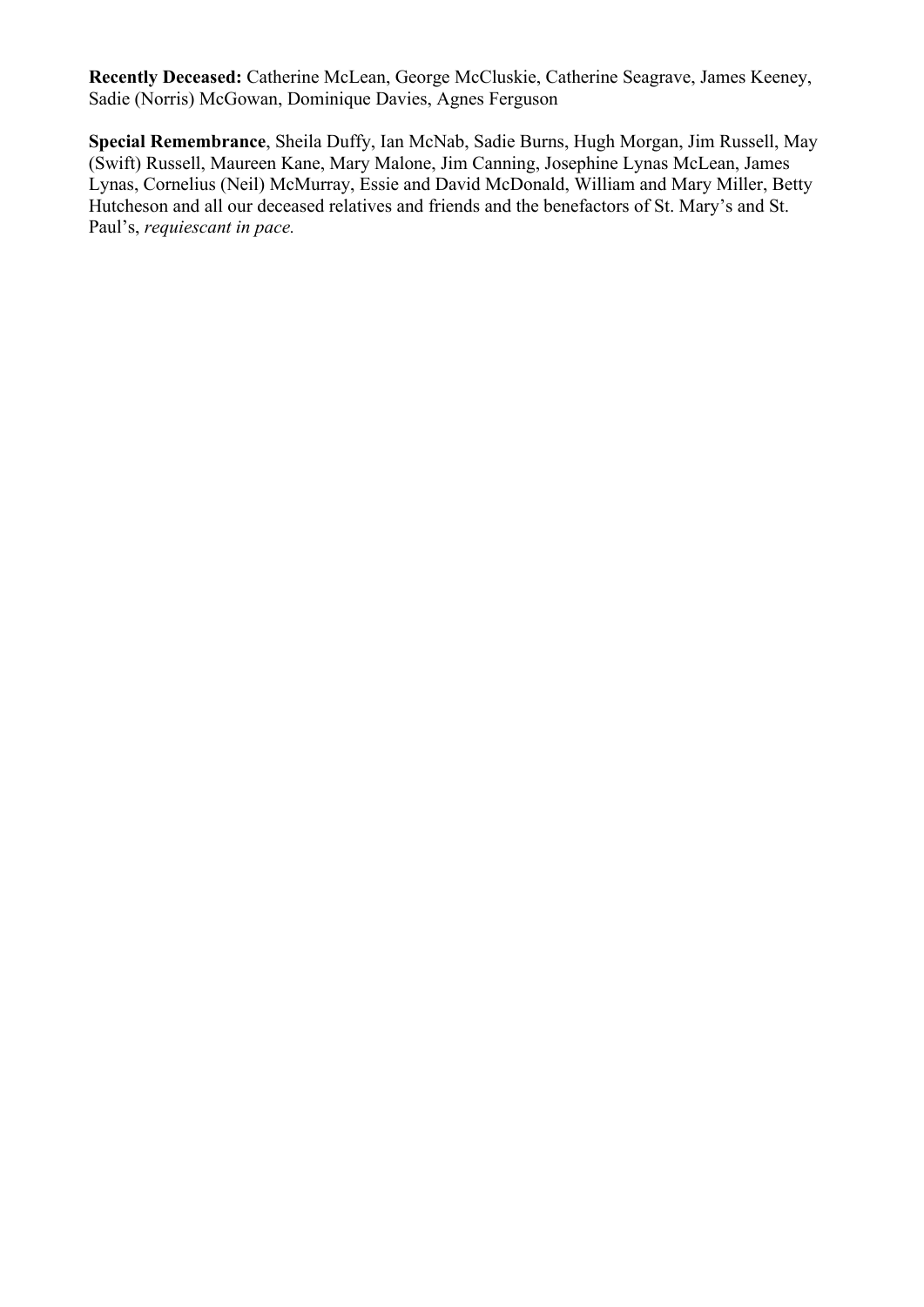**Recently Deceased:** Catherine McLean, George McCluskie, Catherine Seagrave, James Keeney, Sadie (Norris) McGowan, Dominique Davies, Agnes Ferguson

**Special Remembrance**, Sheila Duffy, Ian McNab, Sadie Burns, Hugh Morgan, Jim Russell, May (Swift) Russell, Maureen Kane, Mary Malone, Jim Canning, Josephine Lynas McLean, James Lynas, Cornelius (Neil) McMurray, Essie and David McDonald, William and Mary Miller, Betty Hutcheson and all our deceased relatives and friends and the benefactors of St. Mary's and St. Paul's, *requiescant in pace.*